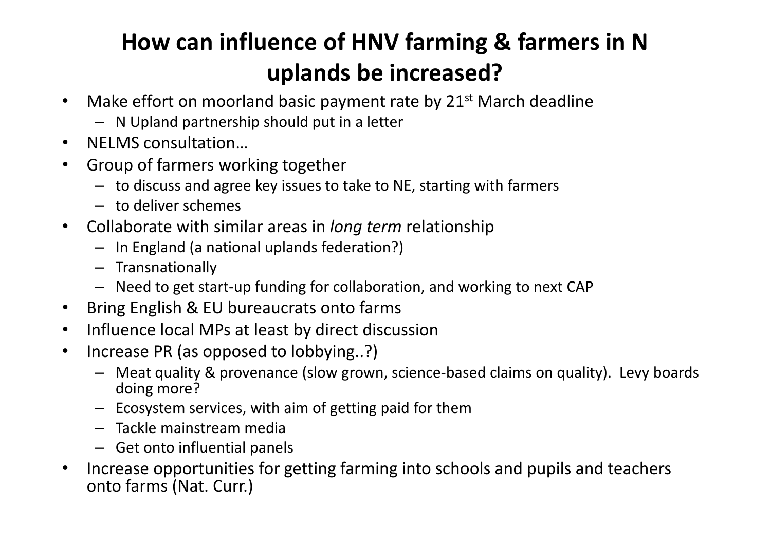# How can influence of HNV farming & farmers in N uplands be increased?

- Make effort on moorland basic payment rate by 21st March deadline
  - N Upland partnership should put in a letter
- NELMS consultation…
- Group of farmers working together
  - to discuss and agree key issues to take to NE, starting with farmers
  - to deliver schemes
- Collaborate with similar areas in *long term* relationship
  - In England (a national uplands federation?)
  - Transnationally
  - Need to get start-up funding for collaboration, and working to next CAP
- Bring English & EU bureaucrats onto farms
- Influence local MPs at least by direct discussion
- Increase PR (as opposed to lobbying..?)
  - Meat quality & provenance (slow grown, science-based claims on quality). Levy boards doing more?
  - Ecosystem services, with aim of getting paid for them
  - Tackle mainstream media
  - Get onto influential panels
- Increase opportunities for getting farming into schools and pupils and teachers onto farms (Nat. Curr.)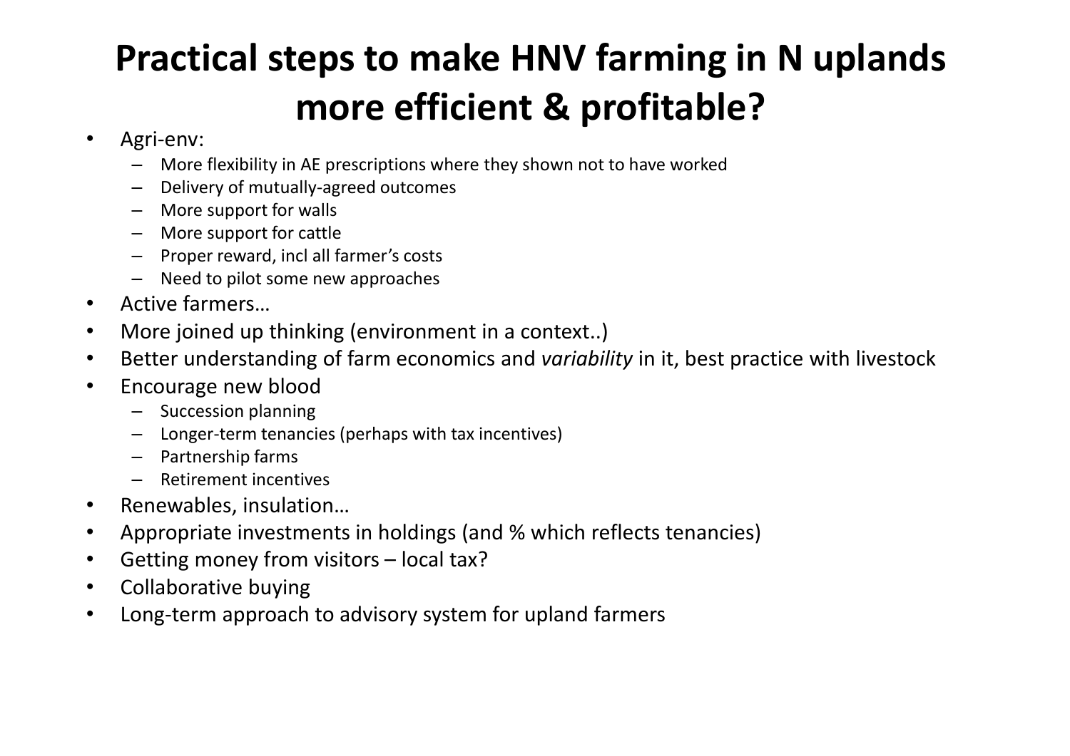# Practical steps to make HNV farming in N uplands more efficient & profitable?

- Agri-env:
  - More flexibility in AE prescriptions where they shown not to have worked
  - Delivery of mutually-agreed outcomes
  - More support for walls
  - More support for cattle
  - Proper reward, incl all farmer's costs
  - Need to pilot some new approaches
- Active farmers…
- More joined up thinking (environment in a context..)
- Better understanding of farm economics and *variability* in it, best practice with livestock
- Encourage new blood
  - Succession planning
  - Longer-term tenancies (perhaps with tax incentives)
  - Partnership farms
  - Retirement incentives
- Renewables, insulation…
- Appropriate investments in holdings (and % which reflects tenancies)
- Getting money from visitors – local tax?
- Collaborative buying
- Long-term approach to advisory system for upland farmers